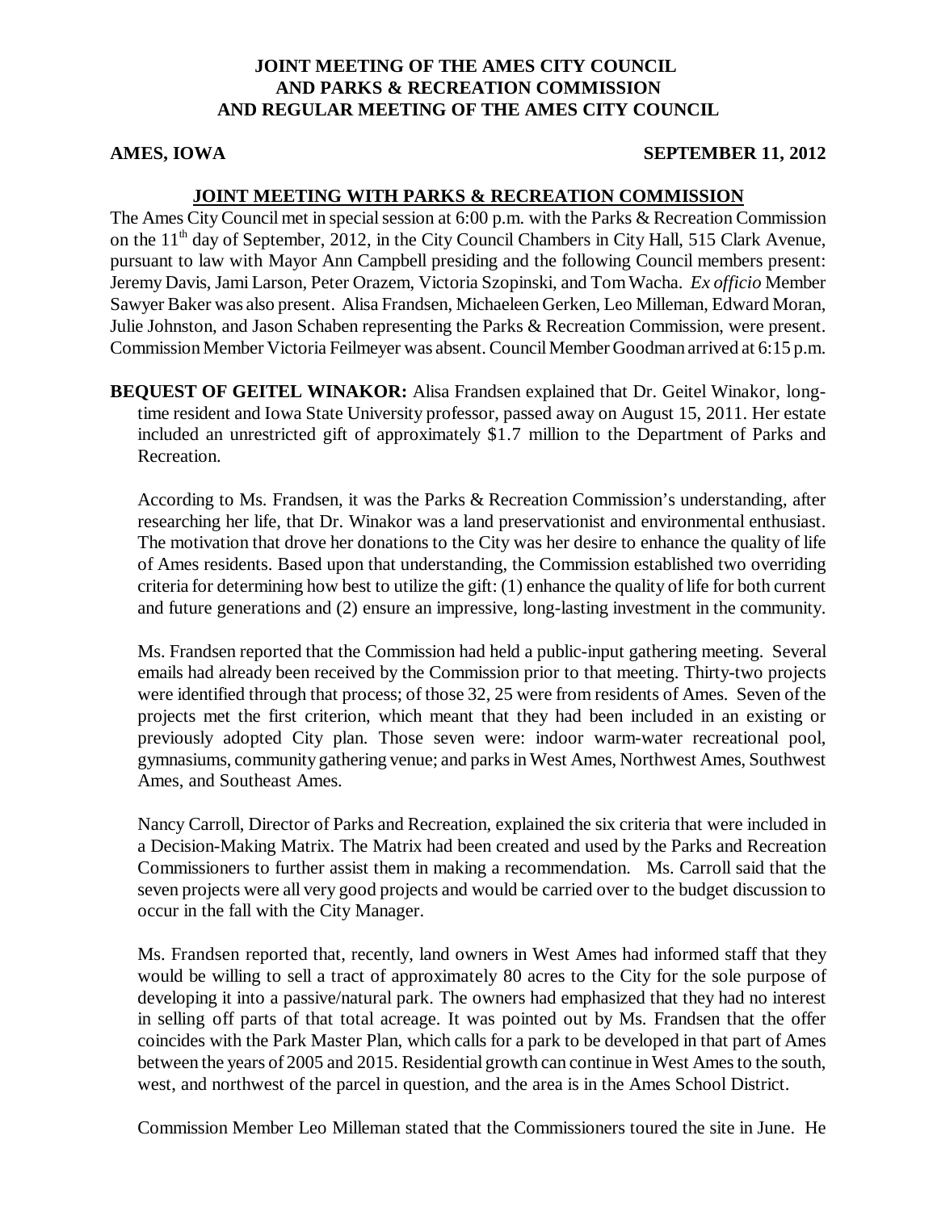**JOINT MEETING OF THE AMES CITY COUNCIL AND PARKS & RECREATION COMMISSION AND REGULAR MEETING OF THE AMES CITY COUNCIL**

**AMES, IOWA** **SEPTEMBER 11, 2012**

**JOINT MEETING WITH PARKS & RECREATION COMMISSION**

The Ames City Council met in special session at 6:00 p.m. with the Parks & Recreation Commission on the 11th day of September, 2012, in the City Council Chambers in City Hall, 515 Clark Avenue, pursuant to law with Mayor Ann Campbell presiding and the following Council members present: Jeremy Davis, Jami Larson, Peter Orazem, Victoria Szopinski, and Tom Wacha. *Ex officio* Member Sawyer Baker was also present. Alisa Frandsen, Michaeleen Gerken, Leo Milleman, Edward Moran, Julie Johnston, and Jason Schaben representing the Parks & Recreation Commission, were present. Commission Member Victoria Feilmeyer was absent. Council Member Goodman arrived at 6:15 p.m.

**BEQUEST OF GEITEL WINAKOR:** Alisa Frandsen explained that Dr. Geitel Winakor, long-time resident and Iowa State University professor, passed away on August 15, 2011. Her estate included an unrestricted gift of approximately $1.7 million to the Department of Parks and Recreation.

According to Ms. Frandsen, it was the Parks & Recreation Commission's understanding, after researching her life, that Dr. Winakor was a land preservationist and environmental enthusiast. The motivation that drove her donations to the City was her desire to enhance the quality of life of Ames residents. Based upon that understanding, the Commission established two overriding criteria for determining how best to utilize the gift: (1) enhance the quality of life for both current and future generations and (2) ensure an impressive, long-lasting investment in the community.

Ms. Frandsen reported that the Commission had held a public-input gathering meeting. Several emails had already been received by the Commission prior to that meeting. Thirty-two projects were identified through that process; of those 32, 25 were from residents of Ames. Seven of the projects met the first criterion, which meant that they had been included in an existing or previously adopted City plan. Those seven were: indoor warm-water recreational pool, gymnasiums, community gathering venue; and parks in West Ames, Northwest Ames, Southwest Ames, and Southeast Ames.

Nancy Carroll, Director of Parks and Recreation, explained the six criteria that were included in a Decision-Making Matrix. The Matrix had been created and used by the Parks and Recreation Commissioners to further assist them in making a recommendation. Ms. Carroll said that the seven projects were all very good projects and would be carried over to the budget discussion to occur in the fall with the City Manager.

Ms. Frandsen reported that, recently, land owners in West Ames had informed staff that they would be willing to sell a tract of approximately 80 acres to the City for the sole purpose of developing it into a passive/natural park. The owners had emphasized that they had no interest in selling off parts of that total acreage. It was pointed out by Ms. Frandsen that the offer coincides with the Park Master Plan, which calls for a park to be developed in that part of Ames between the years of 2005 and 2015. Residential growth can continue in West Ames to the south, west, and northwest of the parcel in question, and the area is in the Ames School District.

Commission Member Leo Milleman stated that the Commissioners toured the site in June. He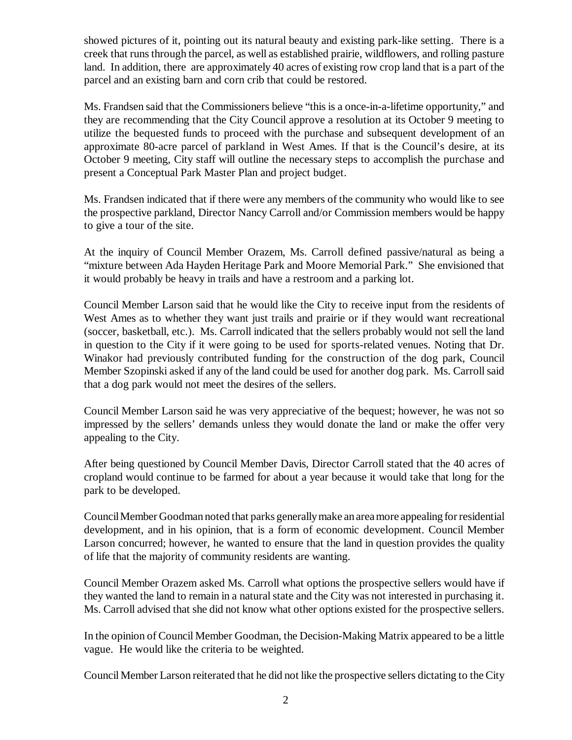showed pictures of it, pointing out its natural beauty and existing park-like setting. There is a creek that runs through the parcel, as well as established prairie, wildflowers, and rolling pasture land. In addition, there are approximately 40 acres of existing row crop land that is a part of the parcel and an existing barn and corn crib that could be restored.

Ms. Frandsen said that the Commissioners believe "this is a once-in-a-lifetime opportunity," and they are recommending that the City Council approve a resolution at its October 9 meeting to utilize the bequested funds to proceed with the purchase and subsequent development of an approximate 80-acre parcel of parkland in West Ames. If that is the Council's desire, at its October 9 meeting, City staff will outline the necessary steps to accomplish the purchase and present a Conceptual Park Master Plan and project budget.

Ms. Frandsen indicated that if there were any members of the community who would like to see the prospective parkland, Director Nancy Carroll and/or Commission members would be happy to give a tour of the site.

At the inquiry of Council Member Orazem, Ms. Carroll defined passive/natural as being a "mixture between Ada Hayden Heritage Park and Moore Memorial Park." She envisioned that it would probably be heavy in trails and have a restroom and a parking lot.

Council Member Larson said that he would like the City to receive input from the residents of West Ames as to whether they want just trails and prairie or if they would want recreational (soccer, basketball, etc.). Ms. Carroll indicated that the sellers probably would not sell the land in question to the City if it were going to be used for sports-related venues. Noting that Dr. Winakor had previously contributed funding for the construction of the dog park, Council Member Szopinski asked if any of the land could be used for another dog park. Ms. Carroll said that a dog park would not meet the desires of the sellers.

Council Member Larson said he was very appreciative of the bequest; however, he was not so impressed by the sellers' demands unless they would donate the land or make the offer very appealing to the City.

After being questioned by Council Member Davis, Director Carroll stated that the 40 acres of cropland would continue to be farmed for about a year because it would take that long for the park to be developed.

Council Member Goodman noted that parks generally make an area more appealing for residential development, and in his opinion, that is a form of economic development. Council Member Larson concurred; however, he wanted to ensure that the land in question provides the quality of life that the majority of community residents are wanting.

Council Member Orazem asked Ms. Carroll what options the prospective sellers would have if they wanted the land to remain in a natural state and the City was not interested in purchasing it. Ms. Carroll advised that she did not know what other options existed for the prospective sellers.

In the opinion of Council Member Goodman, the Decision-Making Matrix appeared to be a little vague. He would like the criteria to be weighted.

Council Member Larson reiterated that he did not like the prospective sellers dictating to the City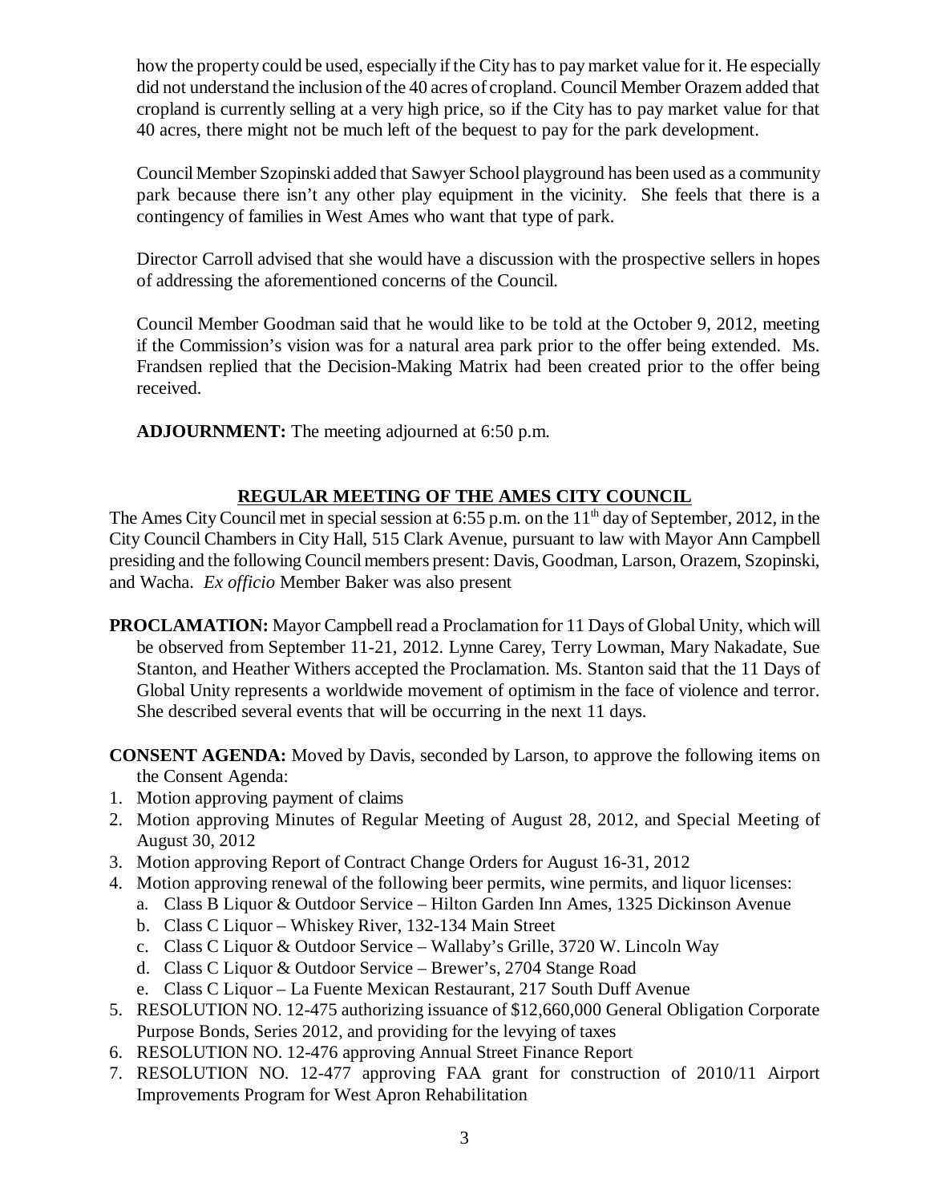how the property could be used, especially if the City has to pay market value for it. He especially did not understand the inclusion of the 40 acres of cropland. Council Member Orazem added that cropland is currently selling at a very high price, so if the City has to pay market value for that 40 acres, there might not be much left of the bequest to pay for the park development.

Council Member Szopinski added that Sawyer School playground has been used as a community park because there isn't any other play equipment in the vicinity. She feels that there is a contingency of families in West Ames who want that type of park.

Director Carroll advised that she would have a discussion with the prospective sellers in hopes of addressing the aforementioned concerns of the Council.

Council Member Goodman said that he would like to be told at the October 9, 2012, meeting if the Commission's vision was for a natural area park prior to the offer being extended. Ms. Frandsen replied that the Decision-Making Matrix had been created prior to the offer being received.

**ADJOURNMENT:** The meeting adjourned at 6:50 p.m.

## REGULAR MEETING OF THE AMES CITY COUNCIL

The Ames City Council met in special session at 6:55 p.m. on the 11th day of September, 2012, in the City Council Chambers in City Hall, 515 Clark Avenue, pursuant to law with Mayor Ann Campbell presiding and the following Council members present: Davis, Goodman, Larson, Orazem, Szopinski, and Wacha. *Ex officio* Member Baker was also present

**PROCLAMATION:** Mayor Campbell read a Proclamation for 11 Days of Global Unity, which will be observed from September 11-21, 2012. Lynne Carey, Terry Lowman, Mary Nakadate, Sue Stanton, and Heather Withers accepted the Proclamation. Ms. Stanton said that the 11 Days of Global Unity represents a worldwide movement of optimism in the face of violence and terror. She described several events that will be occurring in the next 11 days.

**CONSENT AGENDA:** Moved by Davis, seconded by Larson, to approve the following items on the Consent Agenda:

1. Motion approving payment of claims
2. Motion approving Minutes of Regular Meeting of August 28, 2012, and Special Meeting of August 30, 2012
3. Motion approving Report of Contract Change Orders for August 16-31, 2012
4. Motion approving renewal of the following beer permits, wine permits, and liquor licenses:
   a. Class B Liquor & Outdoor Service – Hilton Garden Inn Ames, 1325 Dickinson Avenue
   b. Class C Liquor – Whiskey River, 132-134 Main Street
   c. Class C Liquor & Outdoor Service – Wallaby's Grille, 3720 W. Lincoln Way
   d. Class C Liquor & Outdoor Service – Brewer's, 2704 Stange Road
   e. Class C Liquor – La Fuente Mexican Restaurant, 217 South Duff Avenue
5. RESOLUTION NO. 12-475 authorizing issuance of $12,660,000 General Obligation Corporate Purpose Bonds, Series 2012, and providing for the levying of taxes
6. RESOLUTION NO. 12-476 approving Annual Street Finance Report
7. RESOLUTION NO. 12-477 approving FAA grant for construction of 2010/11 Airport Improvements Program for West Apron Rehabilitation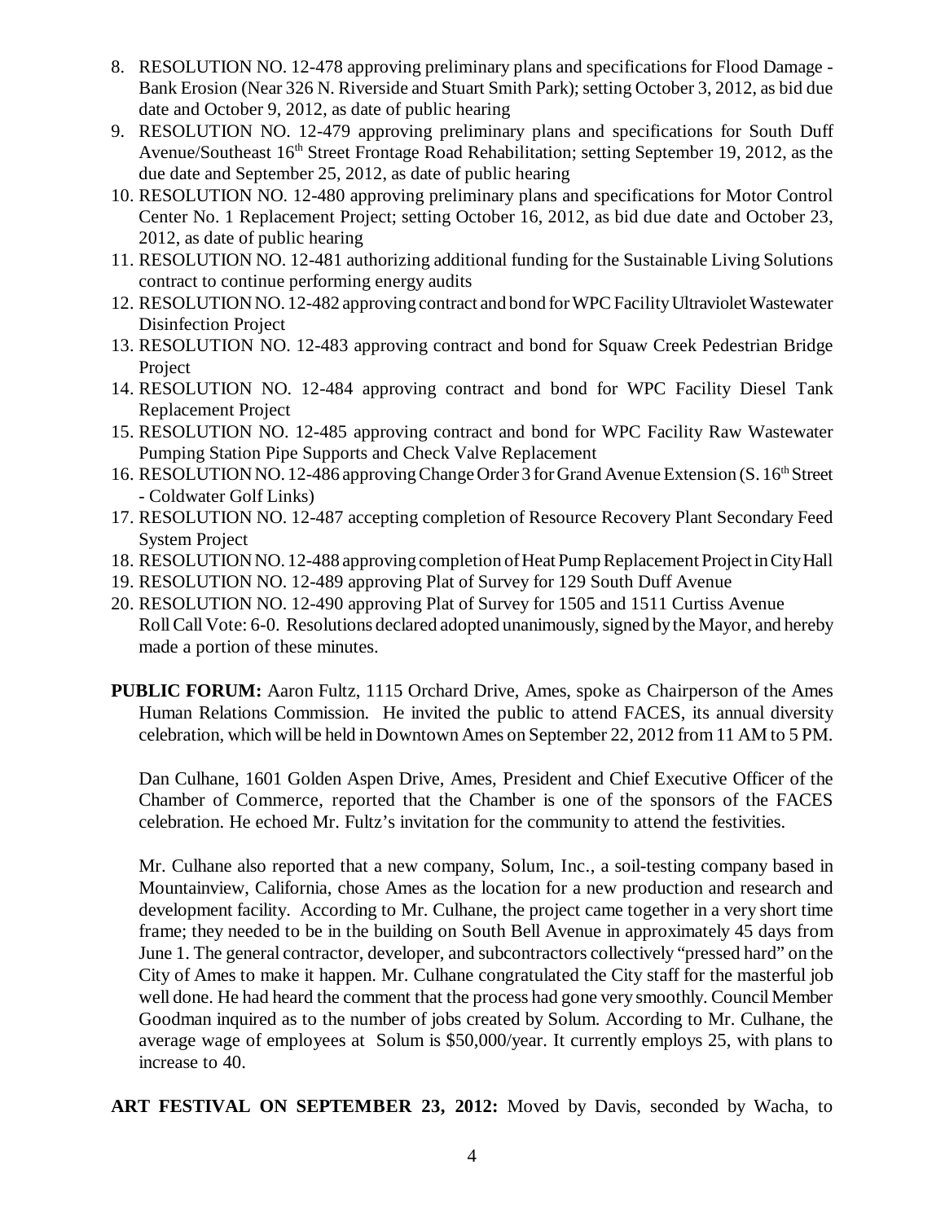8. RESOLUTION NO. 12-478 approving preliminary plans and specifications for Flood Damage - Bank Erosion (Near 326 N. Riverside and Stuart Smith Park); setting October 3, 2012, as bid due date and October 9, 2012, as date of public hearing
9. RESOLUTION NO. 12-479 approving preliminary plans and specifications for South Duff Avenue/Southeast 16th Street Frontage Road Rehabilitation; setting September 19, 2012, as the due date and September 25, 2012, as date of public hearing
10. RESOLUTION NO. 12-480 approving preliminary plans and specifications for Motor Control Center No. 1 Replacement Project; setting October 16, 2012, as bid due date and October 23, 2012, as date of public hearing
11. RESOLUTION NO. 12-481 authorizing additional funding for the Sustainable Living Solutions contract to continue performing energy audits
12. RESOLUTION NO. 12-482 approving contract and bond for WPC Facility Ultraviolet Wastewater Disinfection Project
13. RESOLUTION NO. 12-483 approving contract and bond for Squaw Creek Pedestrian Bridge Project
14. RESOLUTION NO. 12-484 approving contract and bond for WPC Facility Diesel Tank Replacement Project
15. RESOLUTION NO. 12-485 approving contract and bond for WPC Facility Raw Wastewater Pumping Station Pipe Supports and Check Valve Replacement
16. RESOLUTION NO. 12-486 approving Change Order 3 for Grand Avenue Extension (S. 16th Street - Coldwater Golf Links)
17. RESOLUTION NO. 12-487 accepting completion of Resource Recovery Plant Secondary Feed System Project
18. RESOLUTION NO. 12-488 approving completion of Heat Pump Replacement Project in City Hall
19. RESOLUTION NO. 12-489 approving Plat of Survey for 129 South Duff Avenue
20. RESOLUTION NO. 12-490 approving Plat of Survey for 1505 and 1511 Curtiss Avenue

Roll Call Vote: 6-0. Resolutions declared adopted unanimously, signed by the Mayor, and hereby made a portion of these minutes.

**PUBLIC FORUM:** Aaron Fultz, 1115 Orchard Drive, Ames, spoke as Chairperson of the Ames Human Relations Commission. He invited the public to attend FACES, its annual diversity celebration, which will be held in Downtown Ames on September 22, 2012 from 11 AM to 5 PM.

Dan Culhane, 1601 Golden Aspen Drive, Ames, President and Chief Executive Officer of the Chamber of Commerce, reported that the Chamber is one of the sponsors of the FACES celebration. He echoed Mr. Fultz's invitation for the community to attend the festivities.

Mr. Culhane also reported that a new company, Solum, Inc., a soil-testing company based in Mountainview, California, chose Ames as the location for a new production and research and development facility. According to Mr. Culhane, the project came together in a very short time frame; they needed to be in the building on South Bell Avenue in approximately 45 days from June 1. The general contractor, developer, and subcontractors collectively "pressed hard" on the City of Ames to make it happen. Mr. Culhane congratulated the City staff for the masterful job well done. He had heard the comment that the process had gone very smoothly. Council Member Goodman inquired as to the number of jobs created by Solum. According to Mr. Culhane, the average wage of employees at Solum is $50,000/year. It currently employs 25, with plans to increase to 40.

**ART FESTIVAL ON SEPTEMBER 23, 2012:** Moved by Davis, seconded by Wacha, to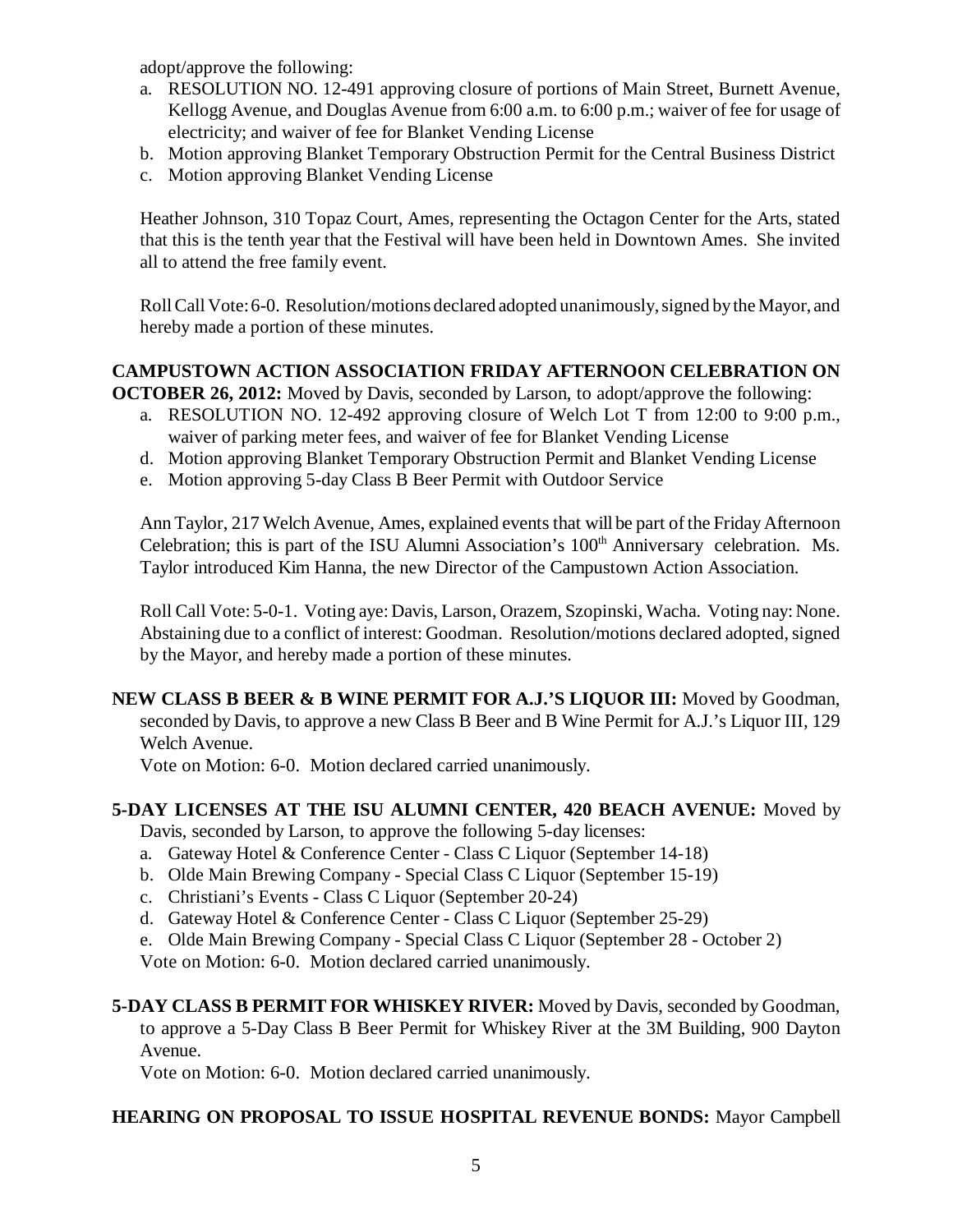adopt/approve the following:

a. RESOLUTION NO. 12-491 approving closure of portions of Main Street, Burnett Avenue, Kellogg Avenue, and Douglas Avenue from 6:00 a.m. to 6:00 p.m.; waiver of fee for usage of electricity; and waiver of fee for Blanket Vending License
b. Motion approving Blanket Temporary Obstruction Permit for the Central Business District
c. Motion approving Blanket Vending License

Heather Johnson, 310 Topaz Court, Ames, representing the Octagon Center for the Arts, stated that this is the tenth year that the Festival will have been held in Downtown Ames. She invited all to attend the free family event.

Roll Call Vote: 6-0. Resolution/motions declared adopted unanimously, signed by the Mayor, and hereby made a portion of these minutes.

**CAMPUSTOWN ACTION ASSOCIATION FRIDAY AFTERNOON CELEBRATION ON OCTOBER 26, 2012:** Moved by Davis, seconded by Larson, to adopt/approve the following:

a. RESOLUTION NO. 12-492 approving closure of Welch Lot T from 12:00 to 9:00 p.m., waiver of parking meter fees, and waiver of fee for Blanket Vending License
d. Motion approving Blanket Temporary Obstruction Permit and Blanket Vending License
e. Motion approving 5-day Class B Beer Permit with Outdoor Service

Ann Taylor, 217 Welch Avenue, Ames, explained events that will be part of the Friday Afternoon Celebration; this is part of the ISU Alumni Association's 100th Anniversary celebration. Ms. Taylor introduced Kim Hanna, the new Director of the Campustown Action Association.

Roll Call Vote: 5-0-1. Voting aye: Davis, Larson, Orazem, Szopinski, Wacha. Voting nay: None. Abstaining due to a conflict of interest: Goodman. Resolution/motions declared adopted, signed by the Mayor, and hereby made a portion of these minutes.

**NEW CLASS B BEER & B WINE PERMIT FOR A.J.'S LIQUOR III:** Moved by Goodman, seconded by Davis, to approve a new Class B Beer and B Wine Permit for A.J.'s Liquor III, 129 Welch Avenue.

Vote on Motion: 6-0. Motion declared carried unanimously.

**5-DAY LICENSES AT THE ISU ALUMNI CENTER, 420 BEACH AVENUE:** Moved by Davis, seconded by Larson, to approve the following 5-day licenses:

a. Gateway Hotel & Conference Center - Class C Liquor (September 14-18)
b. Olde Main Brewing Company - Special Class C Liquor (September 15-19)
c. Christiani's Events - Class C Liquor (September 20-24)
d. Gateway Hotel & Conference Center - Class C Liquor (September 25-29)
e. Olde Main Brewing Company - Special Class C Liquor (September 28 - October 2)

Vote on Motion: 6-0. Motion declared carried unanimously.

**5-DAY CLASS B PERMIT FOR WHISKEY RIVER:** Moved by Davis, seconded by Goodman, to approve a 5-Day Class B Beer Permit for Whiskey River at the 3M Building, 900 Dayton Avenue.

Vote on Motion: 6-0. Motion declared carried unanimously.

**HEARING ON PROPOSAL TO ISSUE HOSPITAL REVENUE BONDS:** Mayor Campbell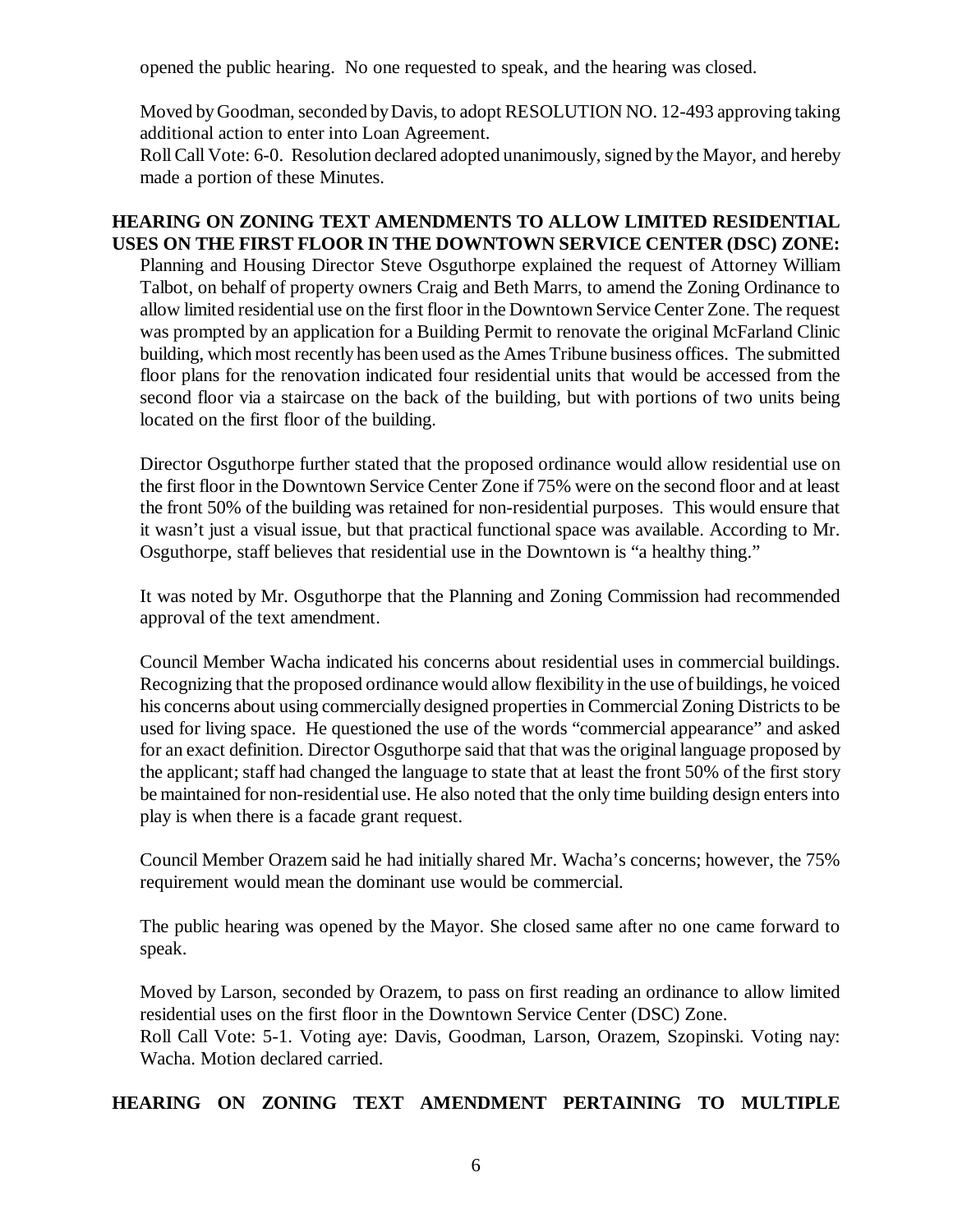opened the public hearing. No one requested to speak, and the hearing was closed.

Moved by Goodman, seconded by Davis, to adopt RESOLUTION NO. 12-493 approving taking additional action to enter into Loan Agreement.
Roll Call Vote: 6-0. Resolution declared adopted unanimously, signed by the Mayor, and hereby made a portion of these Minutes.

**HEARING ON ZONING TEXT AMENDMENTS TO ALLOW LIMITED RESIDENTIAL USES ON THE FIRST FLOOR IN THE DOWNTOWN SERVICE CENTER (DSC) ZONE:**
Planning and Housing Director Steve Osguthorpe explained the request of Attorney William Talbot, on behalf of property owners Craig and Beth Marrs, to amend the Zoning Ordinance to allow limited residential use on the first floor in the Downtown Service Center Zone. The request was prompted by an application for a Building Permit to renovate the original McFarland Clinic building, which most recently has been used as the Ames Tribune business offices. The submitted floor plans for the renovation indicated four residential units that would be accessed from the second floor via a staircase on the back of the building, but with portions of two units being located on the first floor of the building.

Director Osguthorpe further stated that the proposed ordinance would allow residential use on the first floor in the Downtown Service Center Zone if 75% were on the second floor and at least the front 50% of the building was retained for non-residential purposes. This would ensure that it wasn't just a visual issue, but that practical functional space was available. According to Mr. Osguthorpe, staff believes that residential use in the Downtown is "a healthy thing."

It was noted by Mr. Osguthorpe that the Planning and Zoning Commission had recommended approval of the text amendment.

Council Member Wacha indicated his concerns about residential uses in commercial buildings. Recognizing that the proposed ordinance would allow flexibility in the use of buildings, he voiced his concerns about using commercially designed properties in Commercial Zoning Districts to be used for living space. He questioned the use of the words "commercial appearance" and asked for an exact definition. Director Osguthorpe said that that was the original language proposed by the applicant; staff had changed the language to state that at least the front 50% of the first story be maintained for non-residential use. He also noted that the only time building design enters into play is when there is a facade grant request.

Council Member Orazem said he had initially shared Mr. Wacha's concerns; however, the 75% requirement would mean the dominant use would be commercial.

The public hearing was opened by the Mayor. She closed same after no one came forward to speak.

Moved by Larson, seconded by Orazem, to pass on first reading an ordinance to allow limited residential uses on the first floor in the Downtown Service Center (DSC) Zone.
Roll Call Vote: 5-1. Voting aye: Davis, Goodman, Larson, Orazem, Szopinski. Voting nay: Wacha. Motion declared carried.

**HEARING ON ZONING TEXT AMENDMENT PERTAINING TO MULTIPLE**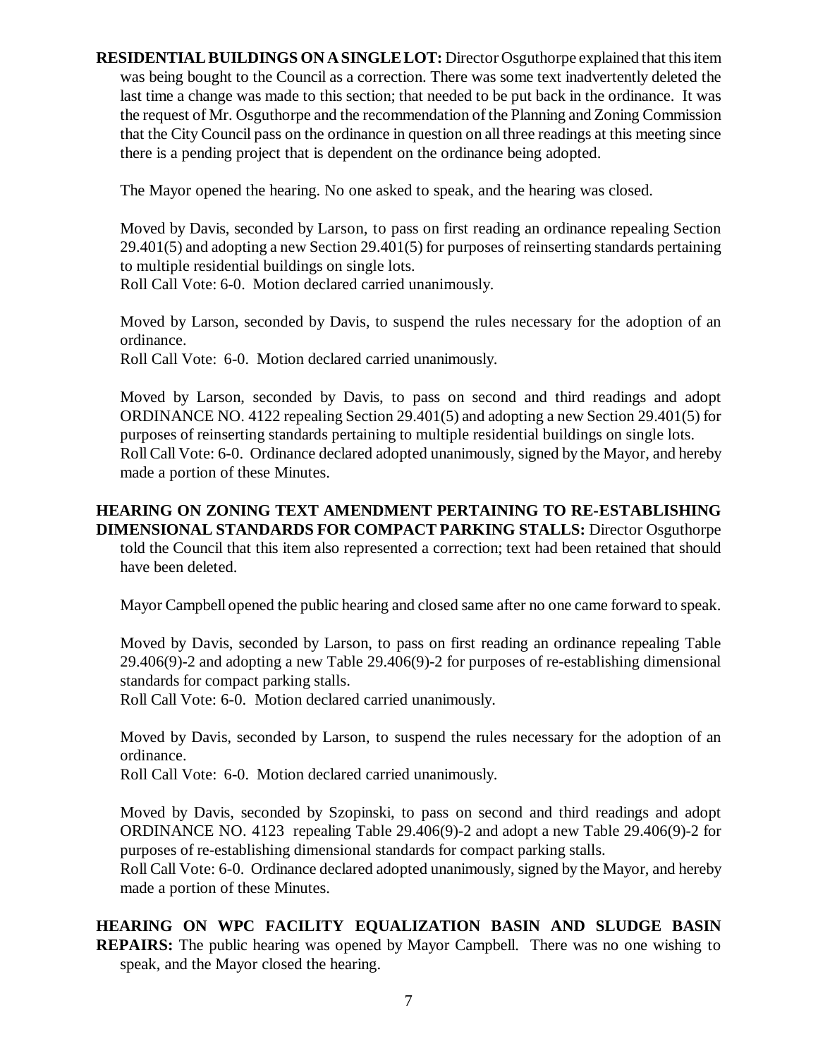**RESIDENTIAL BUILDINGS ON A SINGLE LOT:** Director Osguthorpe explained that this item was being bought to the Council as a correction. There was some text inadvertently deleted the last time a change was made to this section; that needed to be put back in the ordinance. It was the request of Mr. Osguthorpe and the recommendation of the Planning and Zoning Commission that the City Council pass on the ordinance in question on all three readings at this meeting since there is a pending project that is dependent on the ordinance being adopted.

The Mayor opened the hearing. No one asked to speak, and the hearing was closed.

Moved by Davis, seconded by Larson, to pass on first reading an ordinance repealing Section 29.401(5) and adopting a new Section 29.401(5) for purposes of reinserting standards pertaining to multiple residential buildings on single lots.
Roll Call Vote: 6-0. Motion declared carried unanimously.

Moved by Larson, seconded by Davis, to suspend the rules necessary for the adoption of an ordinance.
Roll Call Vote: 6-0. Motion declared carried unanimously.

Moved by Larson, seconded by Davis, to pass on second and third readings and adopt ORDINANCE NO. 4122 repealing Section 29.401(5) and adopting a new Section 29.401(5) for purposes of reinserting standards pertaining to multiple residential buildings on single lots.
Roll Call Vote: 6-0. Ordinance declared adopted unanimously, signed by the Mayor, and hereby made a portion of these Minutes.

**HEARING ON ZONING TEXT AMENDMENT PERTAINING TO RE-ESTABLISHING DIMENSIONAL STANDARDS FOR COMPACT PARKING STALLS:** Director Osguthorpe told the Council that this item also represented a correction; text had been retained that should have been deleted.

Mayor Campbell opened the public hearing and closed same after no one came forward to speak.

Moved by Davis, seconded by Larson, to pass on first reading an ordinance repealing Table 29.406(9)-2 and adopting a new Table 29.406(9)-2 for purposes of re-establishing dimensional standards for compact parking stalls.
Roll Call Vote: 6-0. Motion declared carried unanimously.

Moved by Davis, seconded by Larson, to suspend the rules necessary for the adoption of an ordinance.
Roll Call Vote: 6-0. Motion declared carried unanimously.

Moved by Davis, seconded by Szopinski, to pass on second and third readings and adopt ORDINANCE NO. 4123 repealing Table 29.406(9)-2 and adopt a new Table 29.406(9)-2 for purposes of re-establishing dimensional standards for compact parking stalls.
Roll Call Vote: 6-0. Ordinance declared adopted unanimously, signed by the Mayor, and hereby made a portion of these Minutes.

**HEARING ON WPC FACILITY EQUALIZATION BASIN AND SLUDGE BASIN REPAIRS:** The public hearing was opened by Mayor Campbell. There was no one wishing to speak, and the Mayor closed the hearing.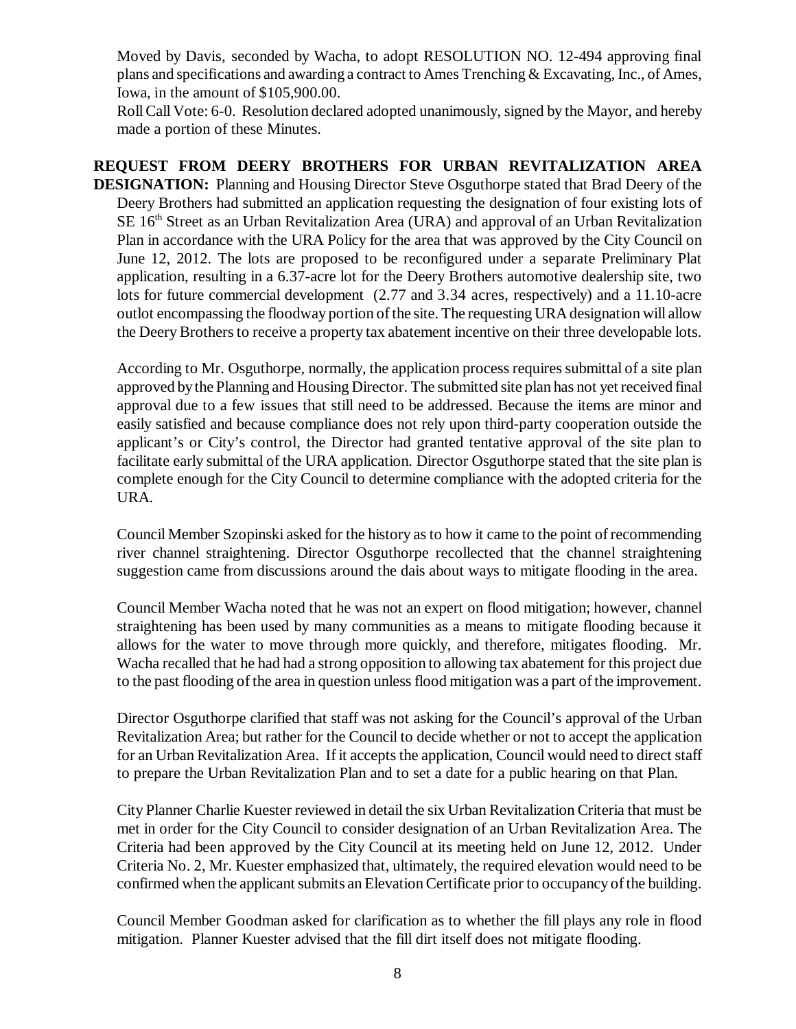Moved by Davis, seconded by Wacha, to adopt RESOLUTION NO. 12-494 approving final plans and specifications and awarding a contract to Ames Trenching & Excavating, Inc., of Ames, Iowa, in the amount of $105,900.00.

Roll Call Vote: 6-0. Resolution declared adopted unanimously, signed by the Mayor, and hereby made a portion of these Minutes.

**REQUEST FROM DEERY BROTHERS FOR URBAN REVITALIZATION AREA DESIGNATION:** Planning and Housing Director Steve Osguthorpe stated that Brad Deery of the Deery Brothers had submitted an application requesting the designation of four existing lots of SE 16th Street as an Urban Revitalization Area (URA) and approval of an Urban Revitalization Plan in accordance with the URA Policy for the area that was approved by the City Council on June 12, 2012. The lots are proposed to be reconfigured under a separate Preliminary Plat application, resulting in a 6.37-acre lot for the Deery Brothers automotive dealership site, two lots for future commercial development (2.77 and 3.34 acres, respectively) and a 11.10-acre outlot encompassing the floodway portion of the site. The requesting URA designation will allow the Deery Brothers to receive a property tax abatement incentive on their three developable lots.

According to Mr. Osguthorpe, normally, the application process requires submittal of a site plan approved by the Planning and Housing Director. The submitted site plan has not yet received final approval due to a few issues that still need to be addressed. Because the items are minor and easily satisfied and because compliance does not rely upon third-party cooperation outside the applicant's or City's control, the Director had granted tentative approval of the site plan to facilitate early submittal of the URA application. Director Osguthorpe stated that the site plan is complete enough for the City Council to determine compliance with the adopted criteria for the URA.

Council Member Szopinski asked for the history as to how it came to the point of recommending river channel straightening. Director Osguthorpe recollected that the channel straightening suggestion came from discussions around the dais about ways to mitigate flooding in the area.

Council Member Wacha noted that he was not an expert on flood mitigation; however, channel straightening has been used by many communities as a means to mitigate flooding because it allows for the water to move through more quickly, and therefore, mitigates flooding. Mr. Wacha recalled that he had had a strong opposition to allowing tax abatement for this project due to the past flooding of the area in question unless flood mitigation was a part of the improvement.

Director Osguthorpe clarified that staff was not asking for the Council's approval of the Urban Revitalization Area; but rather for the Council to decide whether or not to accept the application for an Urban Revitalization Area. If it accepts the application, Council would need to direct staff to prepare the Urban Revitalization Plan and to set a date for a public hearing on that Plan.

City Planner Charlie Kuester reviewed in detail the six Urban Revitalization Criteria that must be met in order for the City Council to consider designation of an Urban Revitalization Area. The Criteria had been approved by the City Council at its meeting held on June 12, 2012. Under Criteria No. 2, Mr. Kuester emphasized that, ultimately, the required elevation would need to be confirmed when the applicant submits an Elevation Certificate prior to occupancy of the building.

Council Member Goodman asked for clarification as to whether the fill plays any role in flood mitigation. Planner Kuester advised that the fill dirt itself does not mitigate flooding.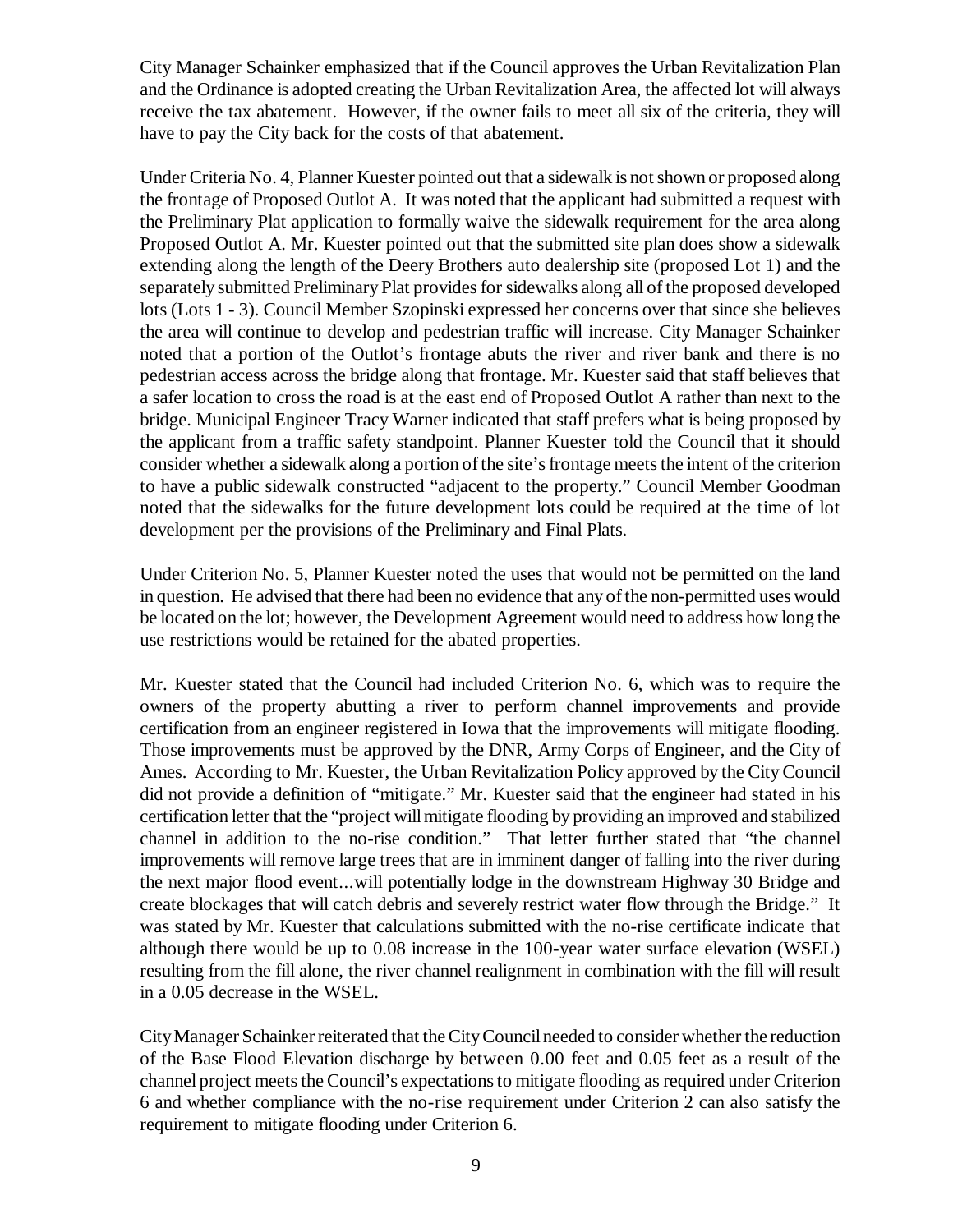City Manager Schainker emphasized that if the Council approves the Urban Revitalization Plan and the Ordinance is adopted creating the Urban Revitalization Area, the affected lot will always receive the tax abatement. However, if the owner fails to meet all six of the criteria, they will have to pay the City back for the costs of that abatement.

Under Criteria No. 4, Planner Kuester pointed out that a sidewalk is not shown or proposed along the frontage of Proposed Outlot A. It was noted that the applicant had submitted a request with the Preliminary Plat application to formally waive the sidewalk requirement for the area along Proposed Outlot A. Mr. Kuester pointed out that the submitted site plan does show a sidewalk extending along the length of the Deery Brothers auto dealership site (proposed Lot 1) and the separately submitted Preliminary Plat provides for sidewalks along all of the proposed developed lots (Lots 1 - 3). Council Member Szopinski expressed her concerns over that since she believes the area will continue to develop and pedestrian traffic will increase. City Manager Schainker noted that a portion of the Outlot's frontage abuts the river and river bank and there is no pedestrian access across the bridge along that frontage. Mr. Kuester said that staff believes that a safer location to cross the road is at the east end of Proposed Outlot A rather than next to the bridge. Municipal Engineer Tracy Warner indicated that staff prefers what is being proposed by the applicant from a traffic safety standpoint. Planner Kuester told the Council that it should consider whether a sidewalk along a portion of the site's frontage meets the intent of the criterion to have a public sidewalk constructed "adjacent to the property." Council Member Goodman noted that the sidewalks for the future development lots could be required at the time of lot development per the provisions of the Preliminary and Final Plats.

Under Criterion No. 5, Planner Kuester noted the uses that would not be permitted on the land in question. He advised that there had been no evidence that any of the non-permitted uses would be located on the lot; however, the Development Agreement would need to address how long the use restrictions would be retained for the abated properties.

Mr. Kuester stated that the Council had included Criterion No. 6, which was to require the owners of the property abutting a river to perform channel improvements and provide certification from an engineer registered in Iowa that the improvements will mitigate flooding. Those improvements must be approved by the DNR, Army Corps of Engineer, and the City of Ames. According to Mr. Kuester, the Urban Revitalization Policy approved by the City Council did not provide a definition of "mitigate." Mr. Kuester said that the engineer had stated in his certification letter that the "project will mitigate flooding by providing an improved and stabilized channel in addition to the no-rise condition." That letter further stated that "the channel improvements will remove large trees that are in imminent danger of falling into the river during the next major flood event...will potentially lodge in the downstream Highway 30 Bridge and create blockages that will catch debris and severely restrict water flow through the Bridge." It was stated by Mr. Kuester that calculations submitted with the no-rise certificate indicate that although there would be up to 0.08 increase in the 100-year water surface elevation (WSEL) resulting from the fill alone, the river channel realignment in combination with the fill will result in a 0.05 decrease in the WSEL.

City Manager Schainker reiterated that the City Council needed to consider whether the reduction of the Base Flood Elevation discharge by between 0.00 feet and 0.05 feet as a result of the channel project meets the Council's expectations to mitigate flooding as required under Criterion 6 and whether compliance with the no-rise requirement under Criterion 2 can also satisfy the requirement to mitigate flooding under Criterion 6.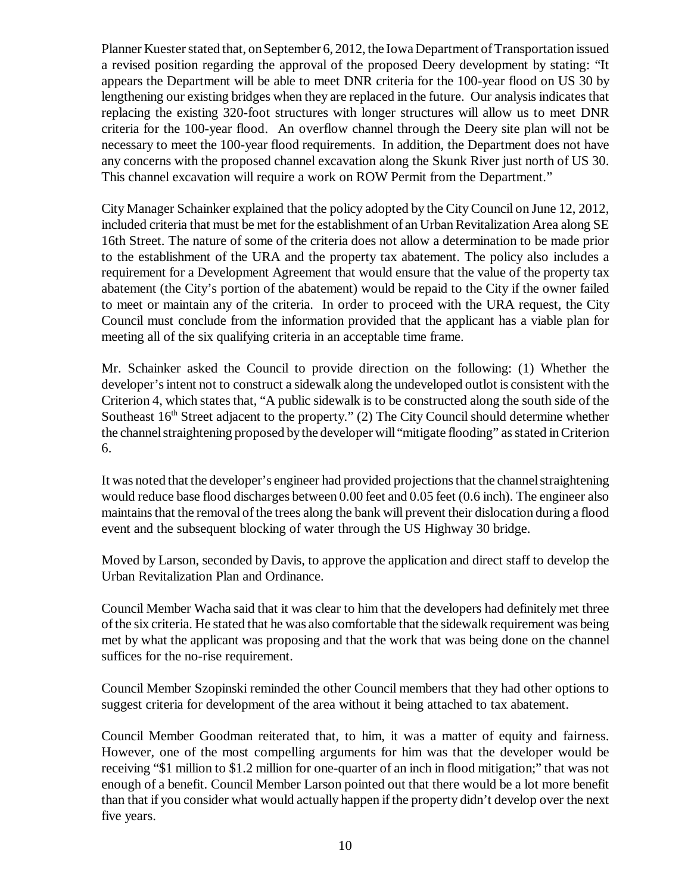Planner Kuester stated that, on September 6, 2012, the Iowa Department of Transportation issued a revised position regarding the approval of the proposed Deery development by stating: "It appears the Department will be able to meet DNR criteria for the 100-year flood on US 30 by lengthening our existing bridges when they are replaced in the future. Our analysis indicates that replacing the existing 320-foot structures with longer structures will allow us to meet DNR criteria for the 100-year flood. An overflow channel through the Deery site plan will not be necessary to meet the 100-year flood requirements. In addition, the Department does not have any concerns with the proposed channel excavation along the Skunk River just north of US 30. This channel excavation will require a work on ROW Permit from the Department."

City Manager Schainker explained that the policy adopted by the City Council on June 12, 2012, included criteria that must be met for the establishment of an Urban Revitalization Area along SE 16th Street. The nature of some of the criteria does not allow a determination to be made prior to the establishment of the URA and the property tax abatement. The policy also includes a requirement for a Development Agreement that would ensure that the value of the property tax abatement (the City's portion of the abatement) would be repaid to the City if the owner failed to meet or maintain any of the criteria. In order to proceed with the URA request, the City Council must conclude from the information provided that the applicant has a viable plan for meeting all of the six qualifying criteria in an acceptable time frame.

Mr. Schainker asked the Council to provide direction on the following: (1) Whether the developer's intent not to construct a sidewalk along the undeveloped outlot is consistent with the Criterion 4, which states that, "A public sidewalk is to be constructed along the south side of the Southeast 16th Street adjacent to the property." (2) The City Council should determine whether the channel straightening proposed by the developer will "mitigate flooding" as stated in Criterion 6.

It was noted that the developer's engineer had provided projections that the channel straightening would reduce base flood discharges between 0.00 feet and 0.05 feet (0.6 inch). The engineer also maintains that the removal of the trees along the bank will prevent their dislocation during a flood event and the subsequent blocking of water through the US Highway 30 bridge.

Moved by Larson, seconded by Davis, to approve the application and direct staff to develop the Urban Revitalization Plan and Ordinance.

Council Member Wacha said that it was clear to him that the developers had definitely met three of the six criteria. He stated that he was also comfortable that the sidewalk requirement was being met by what the applicant was proposing and that the work that was being done on the channel suffices for the no-rise requirement.

Council Member Szopinski reminded the other Council members that they had other options to suggest criteria for development of the area without it being attached to tax abatement.

Council Member Goodman reiterated that, to him, it was a matter of equity and fairness. However, one of the most compelling arguments for him was that the developer would be receiving "$1 million to $1.2 million for one-quarter of an inch in flood mitigation;" that was not enough of a benefit. Council Member Larson pointed out that there would be a lot more benefit than that if you consider what would actually happen if the property didn't develop over the next five years.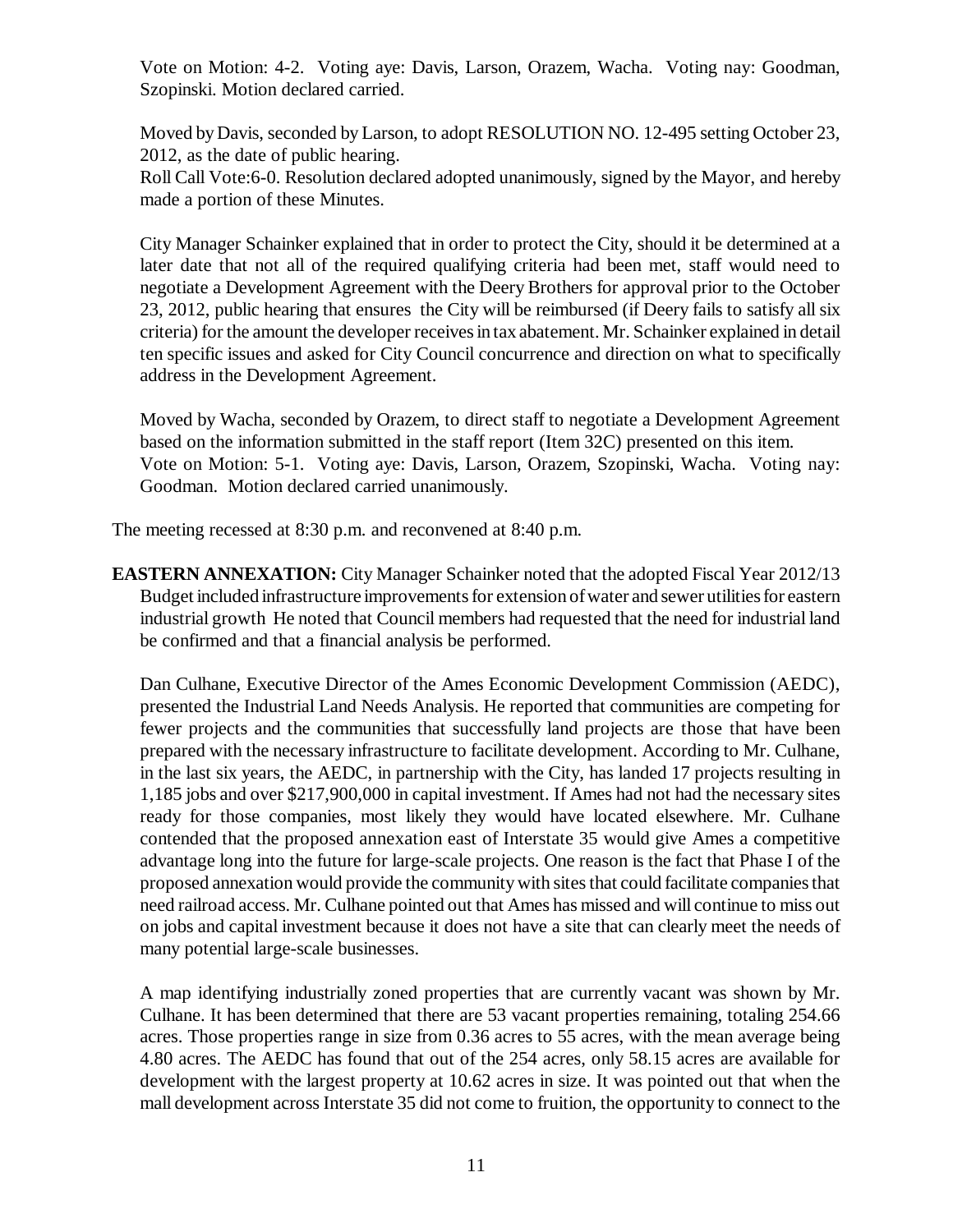Vote on Motion: 4-2. Voting aye: Davis, Larson, Orazem, Wacha. Voting nay: Goodman, Szopinski. Motion declared carried.

Moved by Davis, seconded by Larson, to adopt RESOLUTION NO. 12-495 setting October 23, 2012, as the date of public hearing.
Roll Call Vote:6-0. Resolution declared adopted unanimously, signed by the Mayor, and hereby made a portion of these Minutes.

City Manager Schainker explained that in order to protect the City, should it be determined at a later date that not all of the required qualifying criteria had been met, staff would need to negotiate a Development Agreement with the Deery Brothers for approval prior to the October 23, 2012, public hearing that ensures the City will be reimbursed (if Deery fails to satisfy all six criteria) for the amount the developer receives in tax abatement. Mr. Schainker explained in detail ten specific issues and asked for City Council concurrence and direction on what to specifically address in the Development Agreement.

Moved by Wacha, seconded by Orazem, to direct staff to negotiate a Development Agreement based on the information submitted in the staff report (Item 32C) presented on this item.
Vote on Motion: 5-1. Voting aye: Davis, Larson, Orazem, Szopinski, Wacha. Voting nay: Goodman. Motion declared carried unanimously.

The meeting recessed at 8:30 p.m. and reconvened at 8:40 p.m.

**EASTERN ANNEXATION:** City Manager Schainker noted that the adopted Fiscal Year 2012/13 Budget included infrastructure improvements for extension of water and sewer utilities for eastern industrial growth He noted that Council members had requested that the need for industrial land be confirmed and that a financial analysis be performed.

Dan Culhane, Executive Director of the Ames Economic Development Commission (AEDC), presented the Industrial Land Needs Analysis. He reported that communities are competing for fewer projects and the communities that successfully land projects are those that have been prepared with the necessary infrastructure to facilitate development. According to Mr. Culhane, in the last six years, the AEDC, in partnership with the City, has landed 17 projects resulting in 1,185 jobs and over $217,900,000 in capital investment. If Ames had not had the necessary sites ready for those companies, most likely they would have located elsewhere. Mr. Culhane contended that the proposed annexation east of Interstate 35 would give Ames a competitive advantage long into the future for large-scale projects. One reason is the fact that Phase I of the proposed annexation would provide the community with sites that could facilitate companies that need railroad access. Mr. Culhane pointed out that Ames has missed and will continue to miss out on jobs and capital investment because it does not have a site that can clearly meet the needs of many potential large-scale businesses.

A map identifying industrially zoned properties that are currently vacant was shown by Mr. Culhane. It has been determined that there are 53 vacant properties remaining, totaling 254.66 acres. Those properties range in size from 0.36 acres to 55 acres, with the mean average being 4.80 acres. The AEDC has found that out of the 254 acres, only 58.15 acres are available for development with the largest property at 10.62 acres in size. It was pointed out that when the mall development across Interstate 35 did not come to fruition, the opportunity to connect to the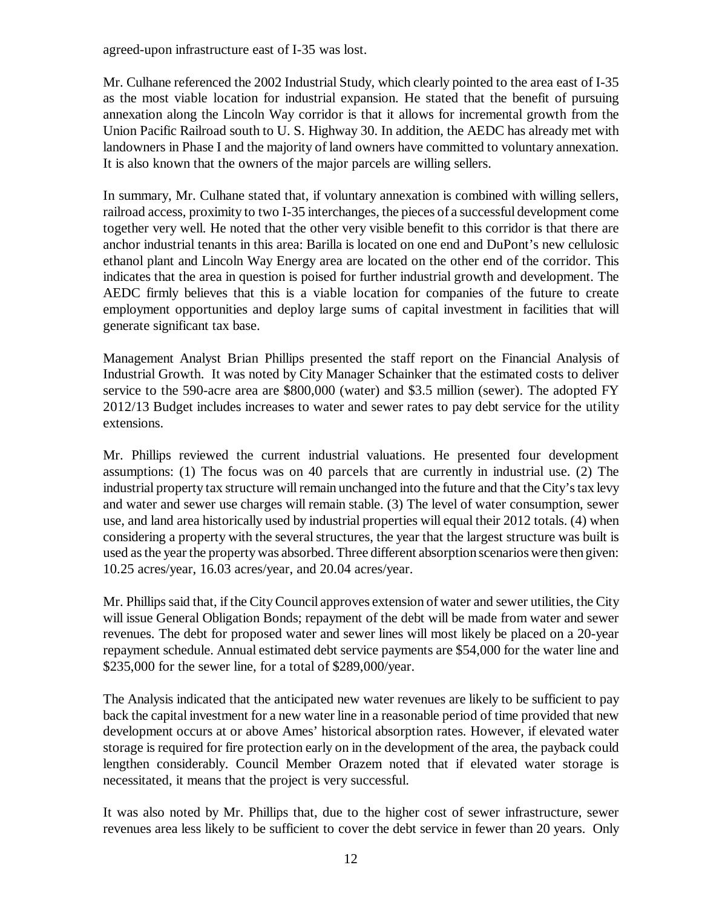agreed-upon infrastructure east of I-35 was lost.

Mr. Culhane referenced the 2002 Industrial Study, which clearly pointed to the area east of I-35 as the most viable location for industrial expansion. He stated that the benefit of pursuing annexation along the Lincoln Way corridor is that it allows for incremental growth from the Union Pacific Railroad south to U. S. Highway 30. In addition, the AEDC has already met with landowners in Phase I and the majority of land owners have committed to voluntary annexation. It is also known that the owners of the major parcels are willing sellers.

In summary, Mr. Culhane stated that, if voluntary annexation is combined with willing sellers, railroad access, proximity to two I-35 interchanges, the pieces of a successful development come together very well. He noted that the other very visible benefit to this corridor is that there are anchor industrial tenants in this area: Barilla is located on one end and DuPont's new cellulosic ethanol plant and Lincoln Way Energy area are located on the other end of the corridor. This indicates that the area in question is poised for further industrial growth and development. The AEDC firmly believes that this is a viable location for companies of the future to create employment opportunities and deploy large sums of capital investment in facilities that will generate significant tax base.

Management Analyst Brian Phillips presented the staff report on the Financial Analysis of Industrial Growth. It was noted by City Manager Schainker that the estimated costs to deliver service to the 590-acre area are $800,000 (water) and $3.5 million (sewer). The adopted FY 2012/13 Budget includes increases to water and sewer rates to pay debt service for the utility extensions.

Mr. Phillips reviewed the current industrial valuations. He presented four development assumptions: (1) The focus was on 40 parcels that are currently in industrial use. (2) The industrial property tax structure will remain unchanged into the future and that the City's tax levy and water and sewer use charges will remain stable. (3) The level of water consumption, sewer use, and land area historically used by industrial properties will equal their 2012 totals. (4) when considering a property with the several structures, the year that the largest structure was built is used as the year the property was absorbed. Three different absorption scenarios were then given: 10.25 acres/year, 16.03 acres/year, and 20.04 acres/year.

Mr. Phillips said that, if the City Council approves extension of water and sewer utilities, the City will issue General Obligation Bonds; repayment of the debt will be made from water and sewer revenues. The debt for proposed water and sewer lines will most likely be placed on a 20-year repayment schedule. Annual estimated debt service payments are $54,000 for the water line and $235,000 for the sewer line, for a total of $289,000/year.

The Analysis indicated that the anticipated new water revenues are likely to be sufficient to pay back the capital investment for a new water line in a reasonable period of time provided that new development occurs at or above Ames' historical absorption rates. However, if elevated water storage is required for fire protection early on in the development of the area, the payback could lengthen considerably. Council Member Orazem noted that if elevated water storage is necessitated, it means that the project is very successful.

It was also noted by Mr. Phillips that, due to the higher cost of sewer infrastructure, sewer revenues area less likely to be sufficient to cover the debt service in fewer than 20 years. Only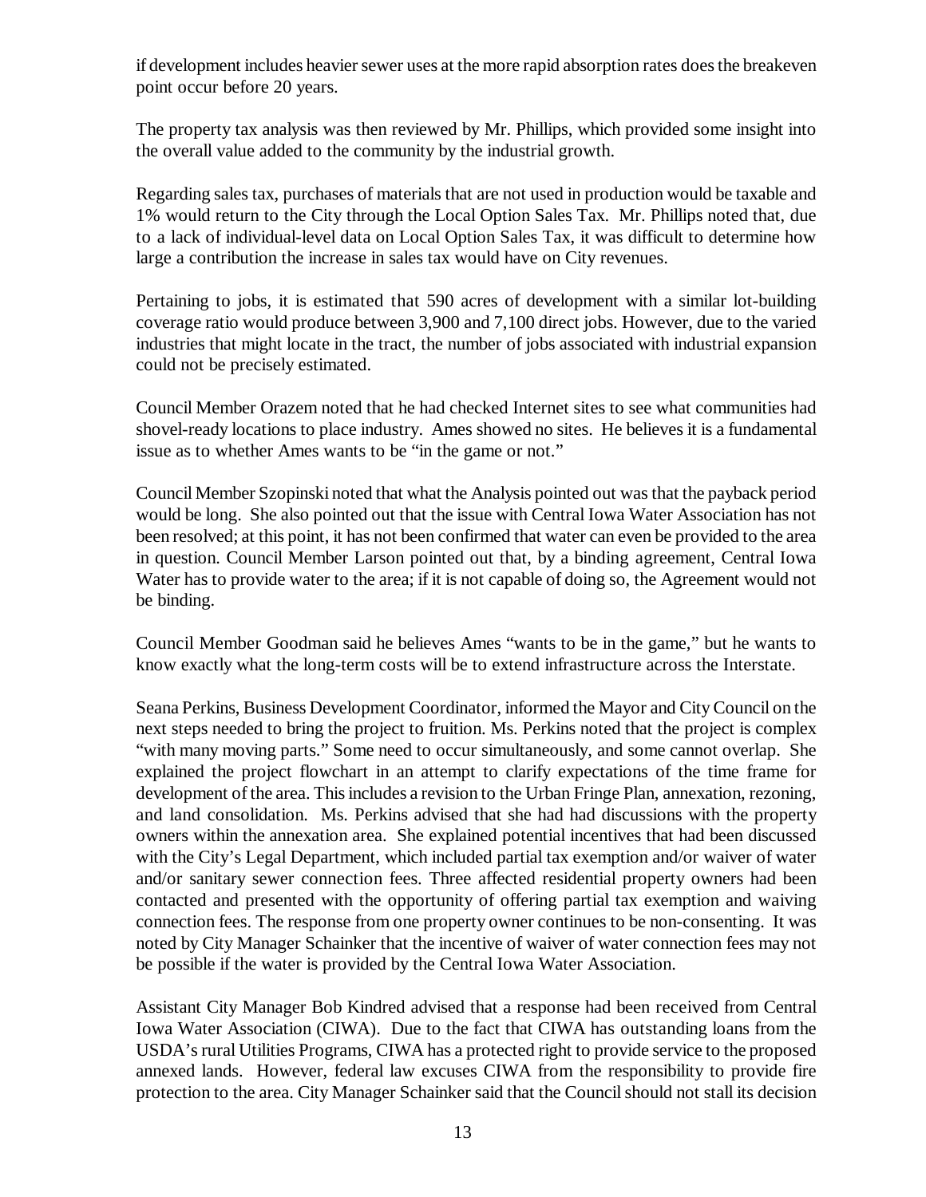if development includes heavier sewer uses at the more rapid absorption rates does the breakeven point occur before 20 years.

The property tax analysis was then reviewed by Mr. Phillips, which provided some insight into the overall value added to the community by the industrial growth.

Regarding sales tax, purchases of materials that are not used in production would be taxable and 1% would return to the City through the Local Option Sales Tax. Mr. Phillips noted that, due to a lack of individual-level data on Local Option Sales Tax, it was difficult to determine how large a contribution the increase in sales tax would have on City revenues.

Pertaining to jobs, it is estimated that 590 acres of development with a similar lot-building coverage ratio would produce between 3,900 and 7,100 direct jobs. However, due to the varied industries that might locate in the tract, the number of jobs associated with industrial expansion could not be precisely estimated.

Council Member Orazem noted that he had checked Internet sites to see what communities had shovel-ready locations to place industry. Ames showed no sites. He believes it is a fundamental issue as to whether Ames wants to be "in the game or not."

Council Member Szopinski noted that what the Analysis pointed out was that the payback period would be long. She also pointed out that the issue with Central Iowa Water Association has not been resolved; at this point, it has not been confirmed that water can even be provided to the area in question. Council Member Larson pointed out that, by a binding agreement, Central Iowa Water has to provide water to the area; if it is not capable of doing so, the Agreement would not be binding.

Council Member Goodman said he believes Ames "wants to be in the game," but he wants to know exactly what the long-term costs will be to extend infrastructure across the Interstate.

Seana Perkins, Business Development Coordinator, informed the Mayor and City Council on the next steps needed to bring the project to fruition. Ms. Perkins noted that the project is complex "with many moving parts." Some need to occur simultaneously, and some cannot overlap. She explained the project flowchart in an attempt to clarify expectations of the time frame for development of the area. This includes a revision to the Urban Fringe Plan, annexation, rezoning, and land consolidation. Ms. Perkins advised that she had had discussions with the property owners within the annexation area. She explained potential incentives that had been discussed with the City's Legal Department, which included partial tax exemption and/or waiver of water and/or sanitary sewer connection fees. Three affected residential property owners had been contacted and presented with the opportunity of offering partial tax exemption and waiving connection fees. The response from one property owner continues to be non-consenting. It was noted by City Manager Schainker that the incentive of waiver of water connection fees may not be possible if the water is provided by the Central Iowa Water Association.

Assistant City Manager Bob Kindred advised that a response had been received from Central Iowa Water Association (CIWA). Due to the fact that CIWA has outstanding loans from the USDA's rural Utilities Programs, CIWA has a protected right to provide service to the proposed annexed lands. However, federal law excuses CIWA from the responsibility to provide fire protection to the area. City Manager Schainker said that the Council should not stall its decision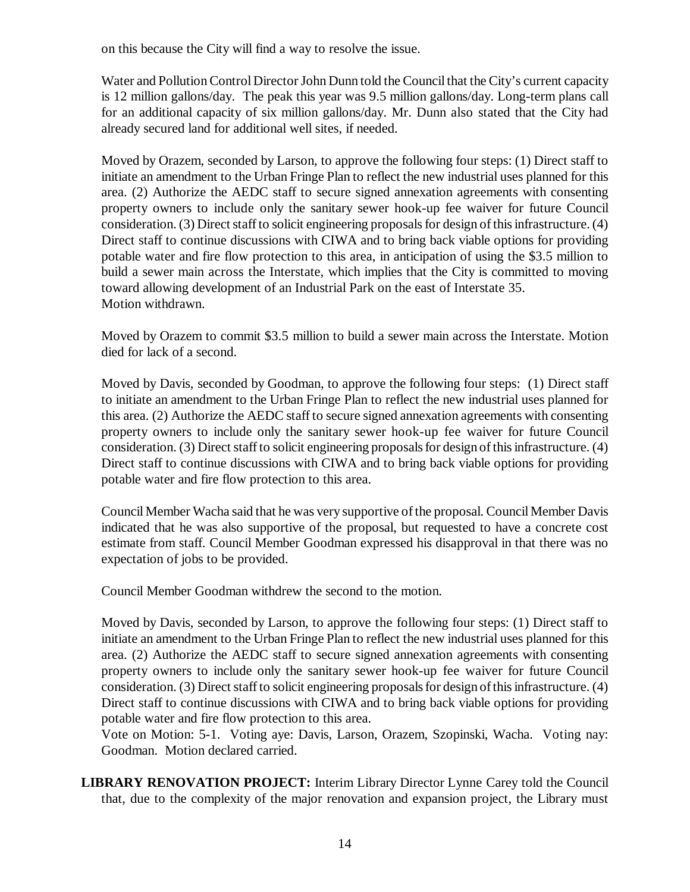on this because the City will find a way to resolve the issue.

Water and Pollution Control Director John Dunn told the Council that the City's current capacity is 12 million gallons/day. The peak this year was 9.5 million gallons/day. Long-term plans call for an additional capacity of six million gallons/day. Mr. Dunn also stated that the City had already secured land for additional well sites, if needed.

Moved by Orazem, seconded by Larson, to approve the following four steps: (1) Direct staff to initiate an amendment to the Urban Fringe Plan to reflect the new industrial uses planned for this area. (2) Authorize the AEDC staff to secure signed annexation agreements with consenting property owners to include only the sanitary sewer hook-up fee waiver for future Council consideration. (3) Direct staff to solicit engineering proposals for design of this infrastructure. (4) Direct staff to continue discussions with CIWA and to bring back viable options for providing potable water and fire flow protection to this area, in anticipation of using the $3.5 million to build a sewer main across the Interstate, which implies that the City is committed to moving toward allowing development of an Industrial Park on the east of Interstate 35.
Motion withdrawn.

Moved by Orazem to commit $3.5 million to build a sewer main across the Interstate. Motion died for lack of a second.

Moved by Davis, seconded by Goodman, to approve the following four steps: (1) Direct staff to initiate an amendment to the Urban Fringe Plan to reflect the new industrial uses planned for this area. (2) Authorize the AEDC staff to secure signed annexation agreements with consenting property owners to include only the sanitary sewer hook-up fee waiver for future Council consideration. (3) Direct staff to solicit engineering proposals for design of this infrastructure. (4) Direct staff to continue discussions with CIWA and to bring back viable options for providing potable water and fire flow protection to this area.

Council Member Wacha said that he was very supportive of the proposal. Council Member Davis indicated that he was also supportive of the proposal, but requested to have a concrete cost estimate from staff. Council Member Goodman expressed his disapproval in that there was no expectation of jobs to be provided.

Council Member Goodman withdrew the second to the motion.

Moved by Davis, seconded by Larson, to approve the following four steps: (1) Direct staff to initiate an amendment to the Urban Fringe Plan to reflect the new industrial uses planned for this area. (2) Authorize the AEDC staff to secure signed annexation agreements with consenting property owners to include only the sanitary sewer hook-up fee waiver for future Council consideration. (3) Direct staff to solicit engineering proposals for design of this infrastructure. (4) Direct staff to continue discussions with CIWA and to bring back viable options for providing potable water and fire flow protection to this area.
Vote on Motion: 5-1. Voting aye: Davis, Larson, Orazem, Szopinski, Wacha. Voting nay: Goodman. Motion declared carried.

**LIBRARY RENOVATION PROJECT:** Interim Library Director Lynne Carey told the Council that, due to the complexity of the major renovation and expansion project, the Library must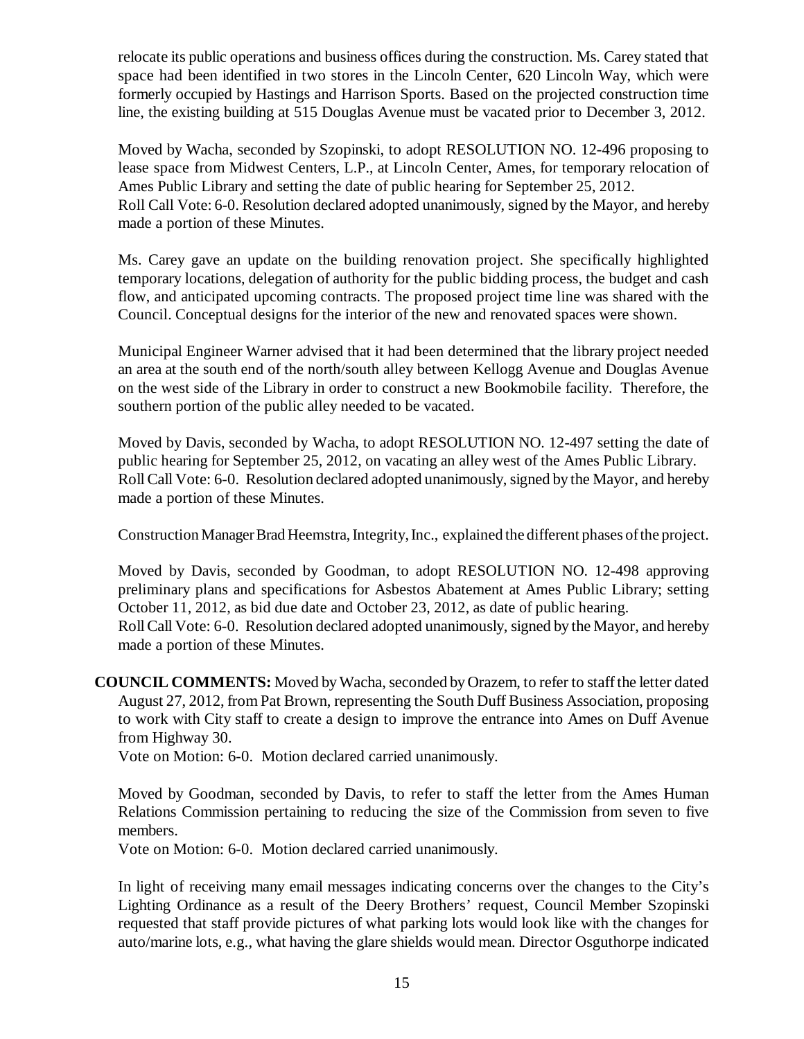relocate its public operations and business offices during the construction. Ms. Carey stated that space had been identified in two stores in the Lincoln Center, 620 Lincoln Way, which were formerly occupied by Hastings and Harrison Sports. Based on the projected construction time line, the existing building at 515 Douglas Avenue must be vacated prior to December 3, 2012.

Moved by Wacha, seconded by Szopinski, to adopt RESOLUTION NO. 12-496 proposing to lease space from Midwest Centers, L.P., at Lincoln Center, Ames, for temporary relocation of Ames Public Library and setting the date of public hearing for September 25, 2012.
Roll Call Vote: 6-0. Resolution declared adopted unanimously, signed by the Mayor, and hereby made a portion of these Minutes.

Ms. Carey gave an update on the building renovation project. She specifically highlighted temporary locations, delegation of authority for the public bidding process, the budget and cash flow, and anticipated upcoming contracts. The proposed project time line was shared with the Council. Conceptual designs for the interior of the new and renovated spaces were shown.

Municipal Engineer Warner advised that it had been determined that the library project needed an area at the south end of the north/south alley between Kellogg Avenue and Douglas Avenue on the west side of the Library in order to construct a new Bookmobile facility. Therefore, the southern portion of the public alley needed to be vacated.

Moved by Davis, seconded by Wacha, to adopt RESOLUTION NO. 12-497 setting the date of public hearing for September 25, 2012, on vacating an alley west of the Ames Public Library.
Roll Call Vote: 6-0. Resolution declared adopted unanimously, signed by the Mayor, and hereby made a portion of these Minutes.

Construction Manager Brad Heemstra, Integrity, Inc., explained the different phases of the project.

Moved by Davis, seconded by Goodman, to adopt RESOLUTION NO. 12-498 approving preliminary plans and specifications for Asbestos Abatement at Ames Public Library; setting October 11, 2012, as bid due date and October 23, 2012, as date of public hearing.
Roll Call Vote: 6-0. Resolution declared adopted unanimously, signed by the Mayor, and hereby made a portion of these Minutes.

**COUNCIL COMMENTS:** Moved by Wacha, seconded by Orazem, to refer to staff the letter dated August 27, 2012, from Pat Brown, representing the South Duff Business Association, proposing to work with City staff to create a design to improve the entrance into Ames on Duff Avenue from Highway 30.
Vote on Motion: 6-0. Motion declared carried unanimously.

Moved by Goodman, seconded by Davis, to refer to staff the letter from the Ames Human Relations Commission pertaining to reducing the size of the Commission from seven to five members.
Vote on Motion: 6-0. Motion declared carried unanimously.

In light of receiving many email messages indicating concerns over the changes to the City's Lighting Ordinance as a result of the Deery Brothers' request, Council Member Szopinski requested that staff provide pictures of what parking lots would look like with the changes for auto/marine lots, e.g., what having the glare shields would mean. Director Osguthorpe indicated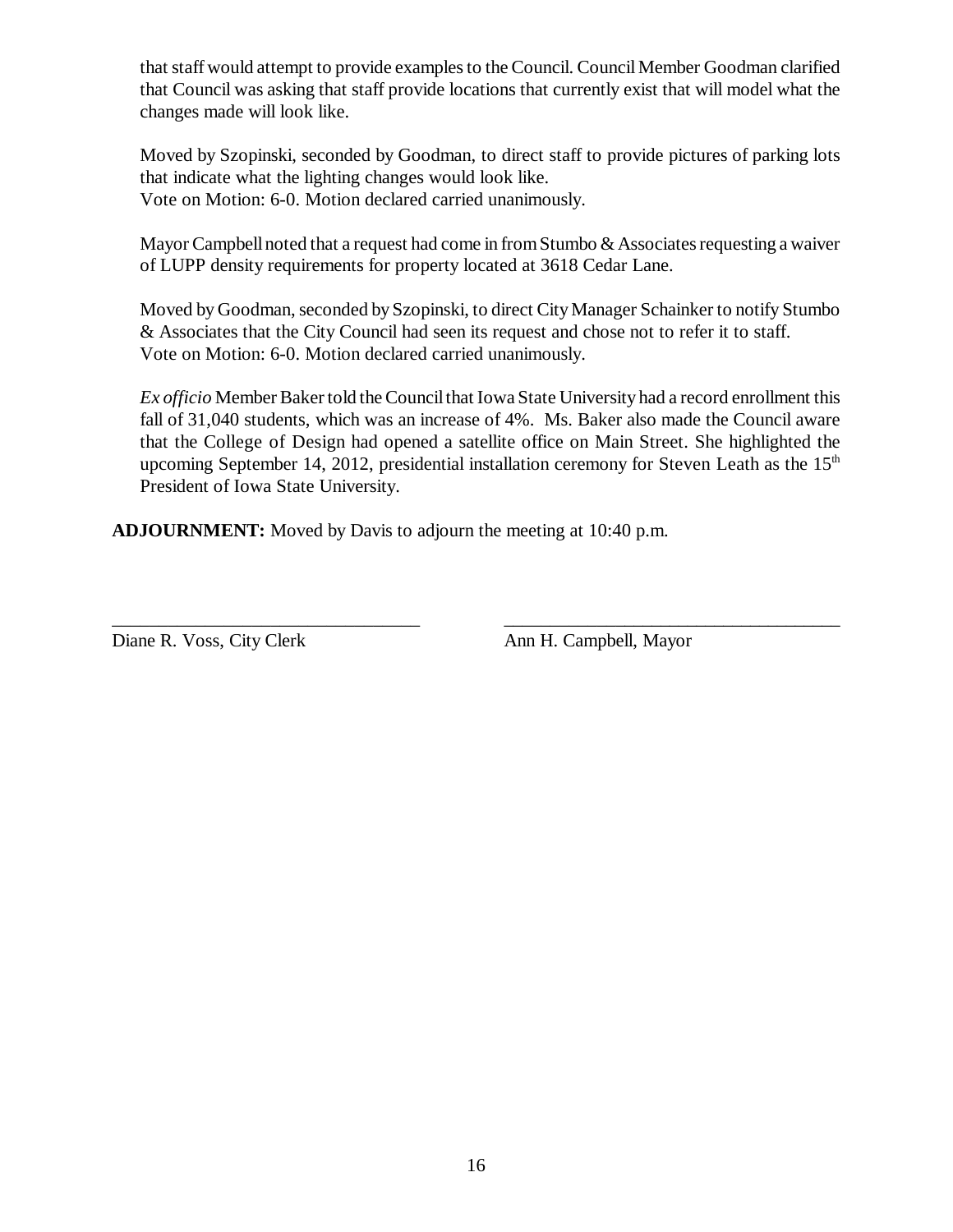that staff would attempt to provide examples to the Council. Council Member Goodman clarified that Council was asking that staff provide locations that currently exist that will model what the changes made will look like.

Moved by Szopinski, seconded by Goodman, to direct staff to provide pictures of parking lots that indicate what the lighting changes would look like.
Vote on Motion: 6-0. Motion declared carried unanimously.

Mayor Campbell noted that a request had come in from Stumbo & Associates requesting a waiver of LUPP density requirements for property located at 3618 Cedar Lane.

Moved by Goodman, seconded by Szopinski, to direct City Manager Schainker to notify Stumbo & Associates that the City Council had seen its request and chose not to refer it to staff.
Vote on Motion: 6-0. Motion declared carried unanimously.

*Ex officio* Member Baker told the Council that Iowa State University had a record enrollment this fall of 31,040 students, which was an increase of 4%. Ms. Baker also made the Council aware that the College of Design had opened a satellite office on Main Street. She highlighted the upcoming September 14, 2012, presidential installation ceremony for Steven Leath as the 15th President of Iowa State University.

**ADJOURNMENT:** Moved by Davis to adjourn the meeting at 10:40 p.m.

\_\_\_\_\_\_\_\_\_\_\_\_\_\_\_\_\_\_\_\_\_\_\_\_\_\_\_\_\_\_\_\_\_\_ \_\_\_\_\_\_\_\_\_\_\_\_\_\_\_\_\_\_\_\_\_\_\_\_\_\_\_\_\_\_\_\_\_\_\_\_\_\_

Diane R. Voss, City Clerk  Ann H. Campbell, Mayor